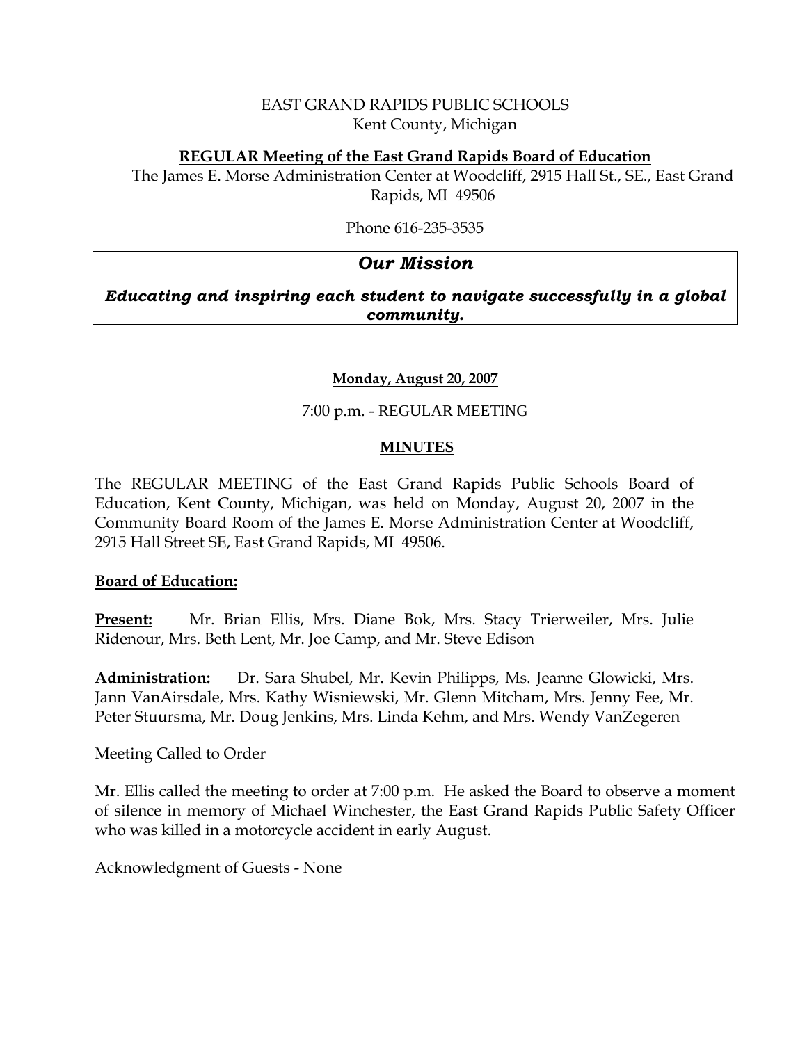EAST GRAND RAPIDS PUBLIC SCHOOLS
Kent County, Michigan

**REGULAR Meeting of the East Grand Rapids Board of Education**

The James E. Morse Administration Center at Woodcliff, 2915 Hall St., SE., East Grand Rapids, MI 49506

Phone 616-235-3535

> ***Our Mission***
>
> ***Educating and inspiring each student to navigate successfully in a global community.***

**Monday, August 20, 2007**

7:00 p.m. - REGULAR MEETING

**MINUTES**

The REGULAR MEETING of the East Grand Rapids Public Schools Board of Education, Kent County, Michigan, was held on Monday, August 20, 2007 in the Community Board Room of the James E. Morse Administration Center at Woodcliff, 2915 Hall Street SE, East Grand Rapids, MI 49506.

**Board of Education:**

**Present:** Mr. Brian Ellis, Mrs. Diane Bok, Mrs. Stacy Trierweiler, Mrs. Julie Ridenour, Mrs. Beth Lent, Mr. Joe Camp, and Mr. Steve Edison

**Administration:** Dr. Sara Shubel, Mr. Kevin Philipps, Ms. Jeanne Glowicki, Mrs. Jann VanAirsdale, Mrs. Kathy Wisniewski, Mr. Glenn Mitcham, Mrs. Jenny Fee, Mr. Peter Stuursma, Mr. Doug Jenkins, Mrs. Linda Kehm, and Mrs. Wendy VanZegeren

Meeting Called to Order

Mr. Ellis called the meeting to order at 7:00 p.m. He asked the Board to observe a moment of silence in memory of Michael Winchester, the East Grand Rapids Public Safety Officer who was killed in a motorcycle accident in early August.

Acknowledgment of Guests - None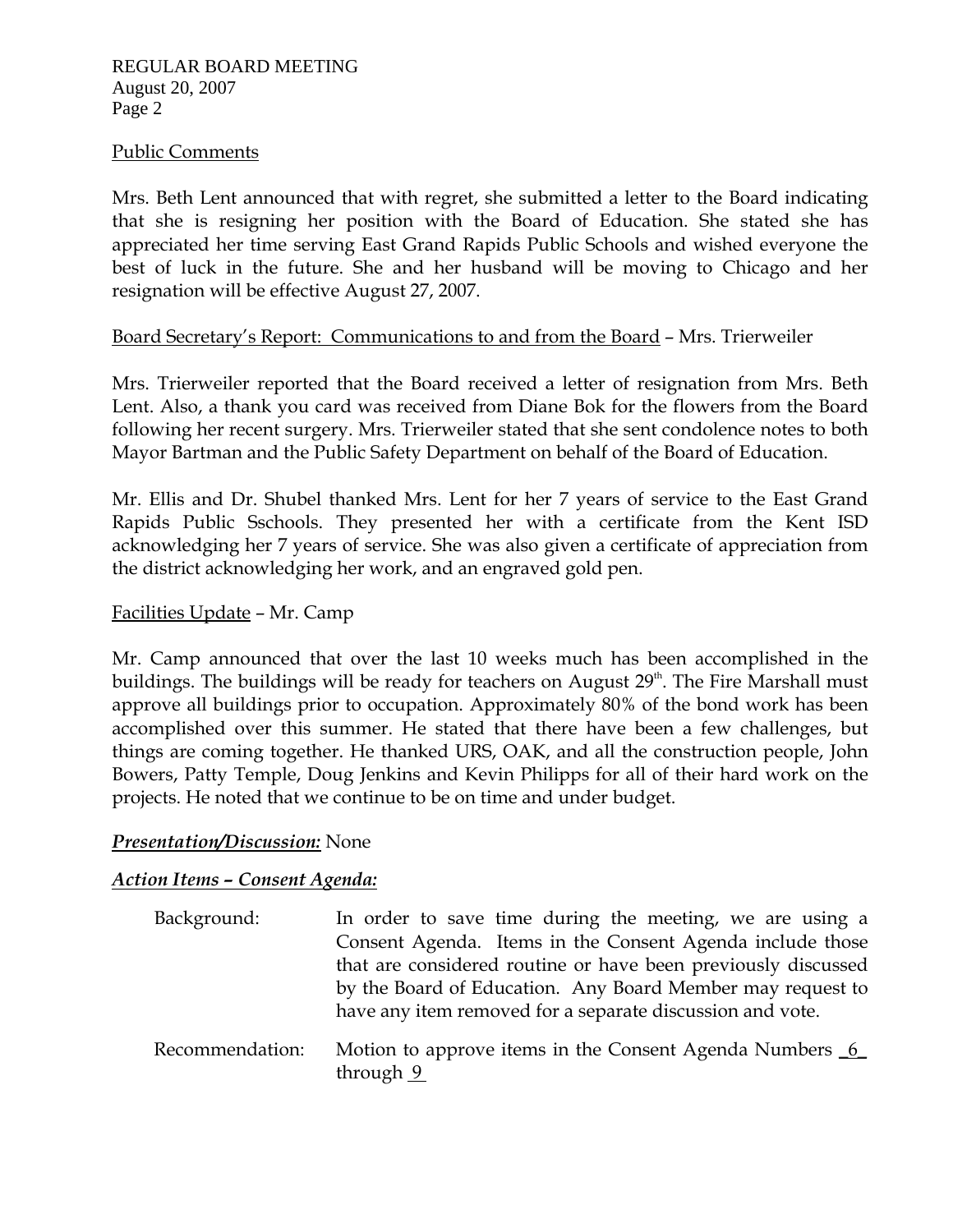## Public Comments

Mrs. Beth Lent announced that with regret, she submitted a letter to the Board indicating that she is resigning her position with the Board of Education. She stated she has appreciated her time serving East Grand Rapids Public Schools and wished everyone the best of luck in the future. She and her husband will be moving to Chicago and her resignation will be effective August 27, 2007.

## Board Secretary's Report: Communications to and from the Board – Mrs. Trierweiler

Mrs. Trierweiler reported that the Board received a letter of resignation from Mrs. Beth Lent. Also, a thank you card was received from Diane Bok for the flowers from the Board following her recent surgery. Mrs. Trierweiler stated that she sent condolence notes to both Mayor Bartman and the Public Safety Department on behalf of the Board of Education.

Mr. Ellis and Dr. Shubel thanked Mrs. Lent for her 7 years of service to the East Grand Rapids Public Sschools. They presented her with a certificate from the Kent ISD acknowledging her 7 years of service. She was also given a certificate of appreciation from the district acknowledging her work, and an engraved gold pen.

## Facilities Update – Mr. Camp

Mr. Camp announced that over the last 10 weeks much has been accomplished in the buildings. The buildings will be ready for teachers on August 29th. The Fire Marshall must approve all buildings prior to occupation. Approximately 80% of the bond work has been accomplished over this summer. He stated that there have been a few challenges, but things are coming together. He thanked URS, OAK, and all the construction people, John Bowers, Patty Temple, Doug Jenkins and Kevin Philipps for all of their hard work on the projects. He noted that we continue to be on time and under budget.

***Presentation/Discussion:*** None

***Action Items – Consent Agenda:***

Background: In order to save time during the meeting, we are using a Consent Agenda. Items in the Consent Agenda include those that are considered routine or have been previously discussed by the Board of Education. Any Board Member may request to have any item removed for a separate discussion and vote.

Recommendation: Motion to approve items in the Consent Agenda Numbers _6_ through _9_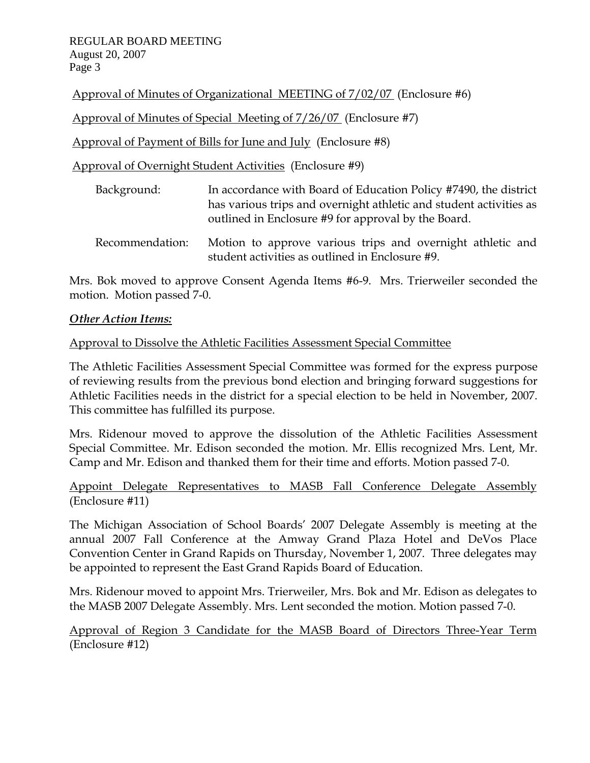Approval of Minutes of Organizational MEETING of 7/02/07 (Enclosure #6)

Approval of Minutes of Special Meeting of 7/26/07 (Enclosure #7)

Approval of Payment of Bills for June and July (Enclosure #8)

Approval of Overnight Student Activities (Enclosure #9)

Background: In accordance with Board of Education Policy #7490, the district has various trips and overnight athletic and student activities as outlined in Enclosure #9 for approval by the Board.

Recommendation: Motion to approve various trips and overnight athletic and student activities as outlined in Enclosure #9.

Mrs. Bok moved to approve Consent Agenda Items #6-9. Mrs. Trierweiler seconded the motion. Motion passed 7-0.

***Other Action Items:***

Approval to Dissolve the Athletic Facilities Assessment Special Committee

The Athletic Facilities Assessment Special Committee was formed for the express purpose of reviewing results from the previous bond election and bringing forward suggestions for Athletic Facilities needs in the district for a special election to be held in November, 2007. This committee has fulfilled its purpose.

Mrs. Ridenour moved to approve the dissolution of the Athletic Facilities Assessment Special Committee. Mr. Edison seconded the motion. Mr. Ellis recognized Mrs. Lent, Mr. Camp and Mr. Edison and thanked them for their time and efforts. Motion passed 7-0.

Appoint Delegate Representatives to MASB Fall Conference Delegate Assembly (Enclosure #11)

The Michigan Association of School Boards' 2007 Delegate Assembly is meeting at the annual 2007 Fall Conference at the Amway Grand Plaza Hotel and DeVos Place Convention Center in Grand Rapids on Thursday, November 1, 2007. Three delegates may be appointed to represent the East Grand Rapids Board of Education.

Mrs. Ridenour moved to appoint Mrs. Trierweiler, Mrs. Bok and Mr. Edison as delegates to the MASB 2007 Delegate Assembly. Mrs. Lent seconded the motion. Motion passed 7-0.

Approval of Region 3 Candidate for the MASB Board of Directors Three-Year Term (Enclosure #12)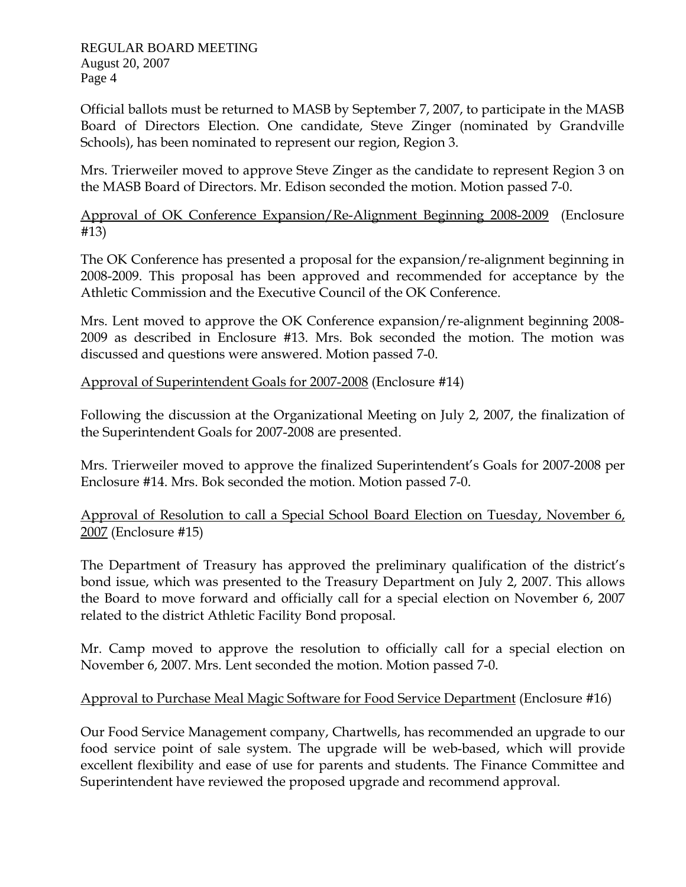Official ballots must be returned to MASB by September 7, 2007, to participate in the MASB Board of Directors Election. One candidate, Steve Zinger (nominated by Grandville Schools), has been nominated to represent our region, Region 3.

Mrs. Trierweiler moved to approve Steve Zinger as the candidate to represent Region 3 on the MASB Board of Directors. Mr. Edison seconded the motion. Motion passed 7-0.

Approval of OK Conference Expansion/Re-Alignment Beginning 2008-2009 (Enclosure #13)

The OK Conference has presented a proposal for the expansion/re-alignment beginning in 2008-2009. This proposal has been approved and recommended for acceptance by the Athletic Commission and the Executive Council of the OK Conference.

Mrs. Lent moved to approve the OK Conference expansion/re-alignment beginning 2008-2009 as described in Enclosure #13. Mrs. Bok seconded the motion. The motion was discussed and questions were answered. Motion passed 7-0.

Approval of Superintendent Goals for 2007-2008 (Enclosure #14)

Following the discussion at the Organizational Meeting on July 2, 2007, the finalization of the Superintendent Goals for 2007-2008 are presented.

Mrs. Trierweiler moved to approve the finalized Superintendent's Goals for 2007-2008 per Enclosure #14. Mrs. Bok seconded the motion. Motion passed 7-0.

Approval of Resolution to call a Special School Board Election on Tuesday, November 6, 2007 (Enclosure #15)

The Department of Treasury has approved the preliminary qualification of the district's bond issue, which was presented to the Treasury Department on July 2, 2007. This allows the Board to move forward and officially call for a special election on November 6, 2007 related to the district Athletic Facility Bond proposal.

Mr. Camp moved to approve the resolution to officially call for a special election on November 6, 2007. Mrs. Lent seconded the motion. Motion passed 7-0.

Approval to Purchase Meal Magic Software for Food Service Department (Enclosure #16)

Our Food Service Management company, Chartwells, has recommended an upgrade to our food service point of sale system. The upgrade will be web-based, which will provide excellent flexibility and ease of use for parents and students. The Finance Committee and Superintendent have reviewed the proposed upgrade and recommend approval.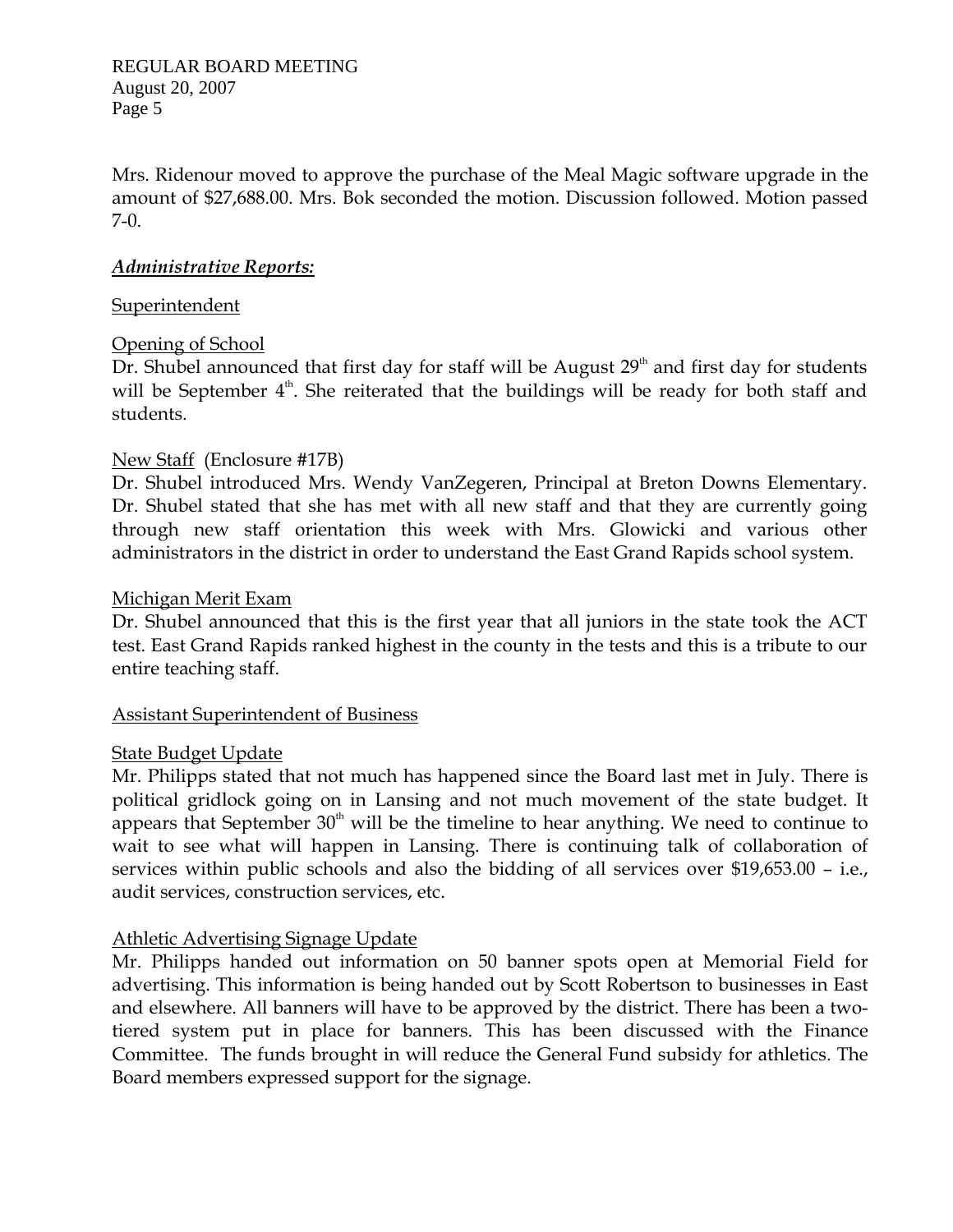Mrs. Ridenour moved to approve the purchase of the Meal Magic software upgrade in the amount of $27,688.00. Mrs. Bok seconded the motion. Discussion followed. Motion passed 7-0.

### *Administrative Reports:*

Superintendent

Opening of School

Dr. Shubel announced that first day for staff will be August 29th and first day for students will be September 4th. She reiterated that the buildings will be ready for both staff and students.

New Staff (Enclosure #17B)

Dr. Shubel introduced Mrs. Wendy VanZegeren, Principal at Breton Downs Elementary. Dr. Shubel stated that she has met with all new staff and that they are currently going through new staff orientation this week with Mrs. Glowicki and various other administrators in the district in order to understand the East Grand Rapids school system.

Michigan Merit Exam

Dr. Shubel announced that this is the first year that all juniors in the state took the ACT test. East Grand Rapids ranked highest in the county in the tests and this is a tribute to our entire teaching staff.

Assistant Superintendent of Business

State Budget Update

Mr. Philipps stated that not much has happened since the Board last met in July. There is political gridlock going on in Lansing and not much movement of the state budget. It appears that September 30th will be the timeline to hear anything. We need to continue to wait to see what will happen in Lansing. There is continuing talk of collaboration of services within public schools and also the bidding of all services over $19,653.00 – i.e., audit services, construction services, etc.

Athletic Advertising Signage Update

Mr. Philipps handed out information on 50 banner spots open at Memorial Field for advertising. This information is being handed out by Scott Robertson to businesses in East and elsewhere. All banners will have to be approved by the district. There has been a two-tiered system put in place for banners. This has been discussed with the Finance Committee. The funds brought in will reduce the General Fund subsidy for athletics. The Board members expressed support for the signage.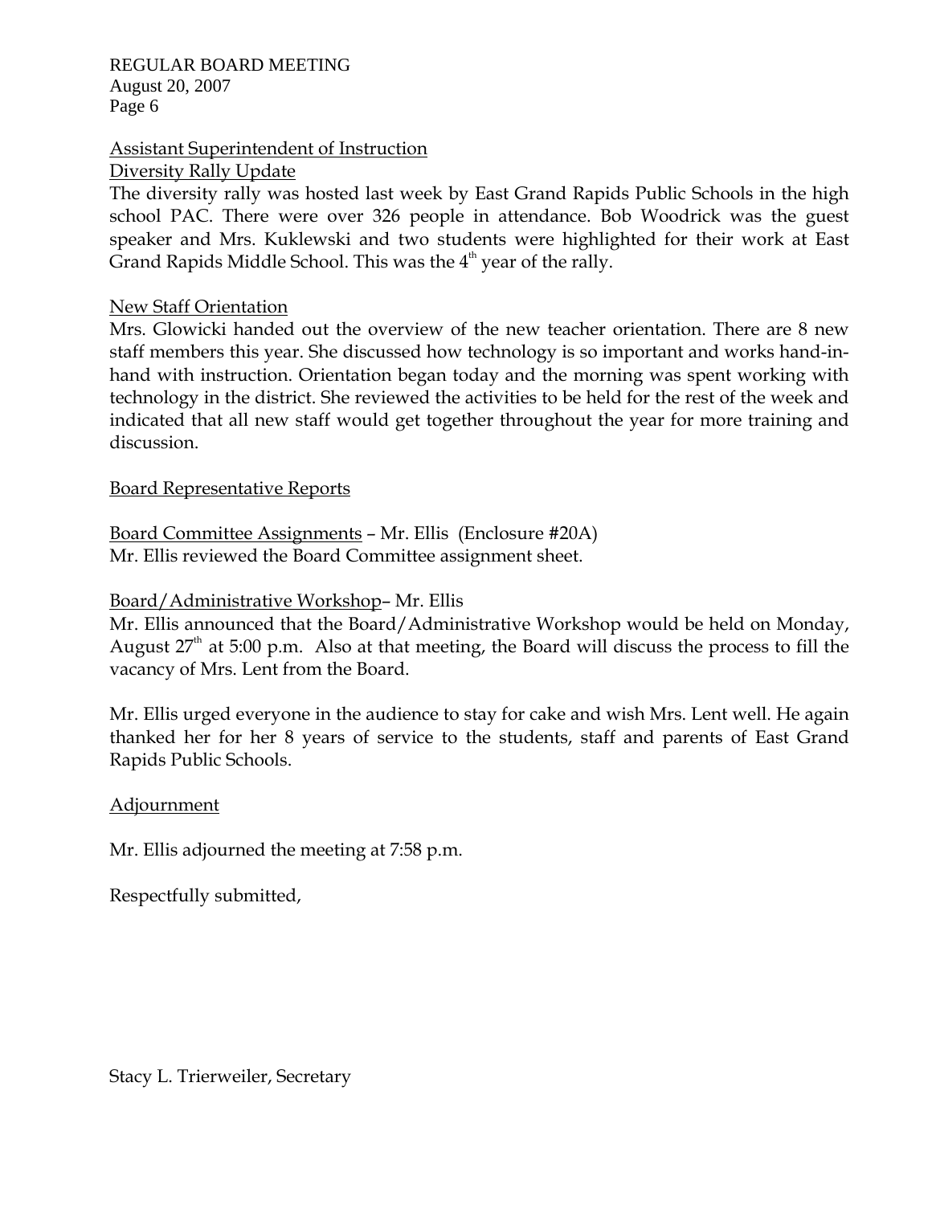Assistant Superintendent of Instruction

Diversity Rally Update

The diversity rally was hosted last week by East Grand Rapids Public Schools in the high school PAC. There were over 326 people in attendance. Bob Woodrick was the guest speaker and Mrs. Kuklewski and two students were highlighted for their work at East Grand Rapids Middle School. This was the 4th year of the rally.

New Staff Orientation

Mrs. Glowicki handed out the overview of the new teacher orientation. There are 8 new staff members this year. She discussed how technology is so important and works hand-in-hand with instruction. Orientation began today and the morning was spent working with technology in the district. She reviewed the activities to be held for the rest of the week and indicated that all new staff would get together throughout the year for more training and discussion.

Board Representative Reports

Board Committee Assignments – Mr. Ellis (Enclosure #20A)
Mr. Ellis reviewed the Board Committee assignment sheet.

Board/Administrative Workshop– Mr. Ellis

Mr. Ellis announced that the Board/Administrative Workshop would be held on Monday, August 27th at 5:00 p.m. Also at that meeting, the Board will discuss the process to fill the vacancy of Mrs. Lent from the Board.

Mr. Ellis urged everyone in the audience to stay for cake and wish Mrs. Lent well. He again thanked her for her 8 years of service to the students, staff and parents of East Grand Rapids Public Schools.

Adjournment

Mr. Ellis adjourned the meeting at 7:58 p.m.

Respectfully submitted,

Stacy L. Trierweiler, Secretary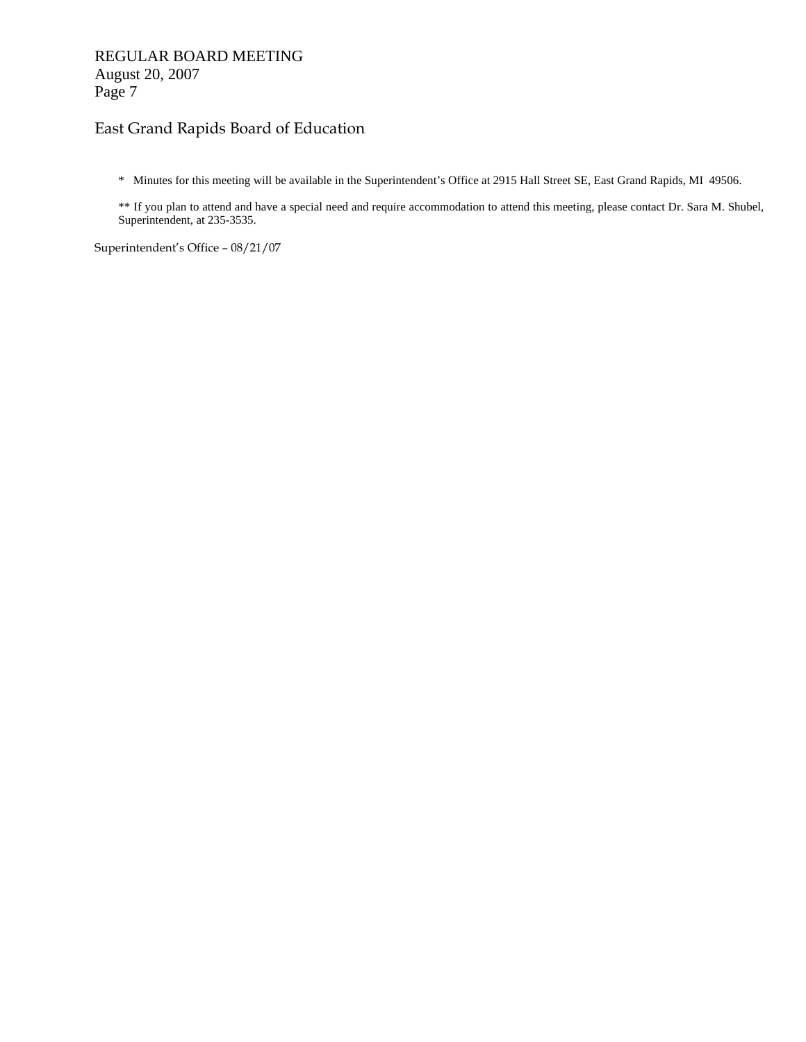East Grand Rapids Board of Education

\*  Minutes for this meeting will be available in the Superintendent's Office at 2915 Hall Street SE, East Grand Rapids, MI  49506.

\*\* If you plan to attend and have a special need and require accommodation to attend this meeting, please contact Dr. Sara M. Shubel, Superintendent, at 235-3535.

Superintendent's Office – 08/21/07